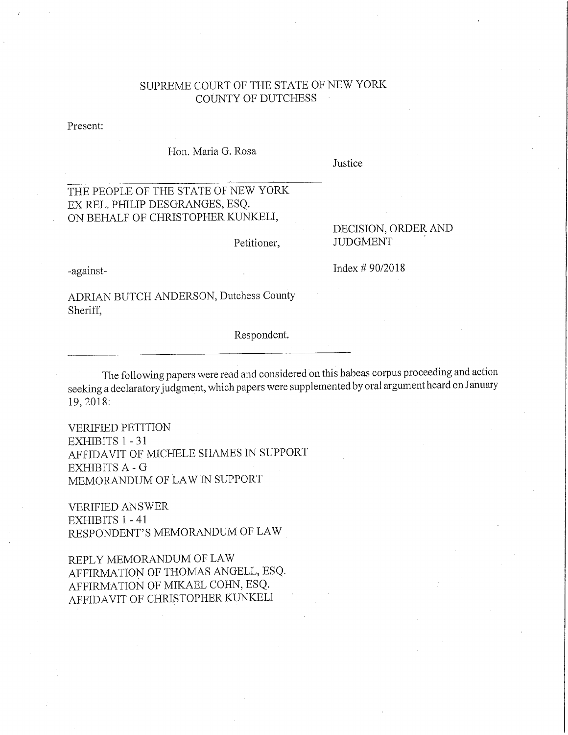SUPREME COURT OF THE STATE OF NEW YORK
COUNTY OF DUTCHESS

Present:

Hon. Maria G. Rosa

Justice

THE PEOPLE OF THE STATE OF NEW YORK
EX REL. PHILIP DESGRANGES, ESQ.
ON BEHALF OF CHRISTOPHER KUNKELI,

Petitioner,

DECISION, ORDER AND JUDGMENT

-against-

Index # 90/2018

ADRIAN BUTCH ANDERSON, Dutchess County Sheriff,

Respondent.

The following papers were read and considered on this habeas corpus proceeding and action seeking a declaratory judgment, which papers were supplemented by oral argument heard on January 19, 2018:

VERIFIED PETITION
EXHIBITS 1 - 31
AFFIDAVIT OF MICHELE SHAMES IN SUPPORT
EXHIBITS A - G
MEMORANDUM OF LAW IN SUPPORT

VERIFIED ANSWER
EXHIBITS 1 - 41
RESPONDENT'S MEMORANDUM OF LAW

REPLY MEMORANDUM OF LAW
AFFIRMATION OF THOMAS ANGELL, ESQ.
AFFIRMATION OF MIKAEL COHN, ESQ.
AFFIDAVIT OF CHRISTOPHER KUNKELI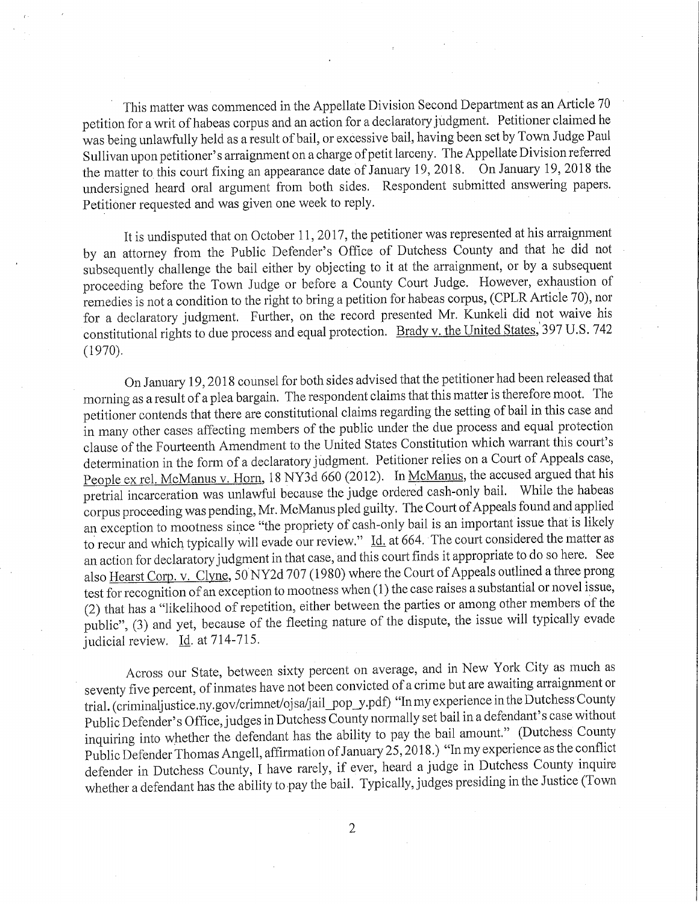This matter was commenced in the Appellate Division Second Department as an Article 70 petition for a writ of habeas corpus and an action for a declaratory judgment. Petitioner claimed he was being unlawfully held as a result of bail, or excessive bail, having been set by Town Judge Paul Sullivan upon petitioner's arraignment on a charge of petit larceny. The Appellate Division referred the matter to this court fixing an appearance date of January 19, 2018. On January 19, 2018 the undersigned heard oral argument from both sides. Respondent submitted answering papers. Petitioner requested and was given one week to reply.

It is undisputed that on October 11, 2017, the petitioner was represented at his arraignment by an attorney from the Public Defender's Office of Dutchess County and that he did not subsequently challenge the bail either by objecting to it at the arraignment, or by a subsequent proceeding before the Town Judge or before a County Court Judge. However, exhaustion of remedies is not a condition to the right to bring a petition for habeas corpus, (CPLR Article 70), nor for a declaratory judgment. Further, on the record presented Mr. Kunkeli did not waive his constitutional rights to due process and equal protection. Brady v. the United States, 397 U.S. 742 (1970).

On January 19, 2018 counsel for both sides advised that the petitioner had been released that morning as a result of a plea bargain. The respondent claims that this matter is therefore moot. The petitioner contends that there are constitutional claims regarding the setting of bail in this case and in many other cases affecting members of the public under the due process and equal protection clause of the Fourteenth Amendment to the United States Constitution which warrant this court's determination in the form of a declaratory judgment. Petitioner relies on a Court of Appeals case, People ex rel. McManus v. Horn, 18 NY3d 660 (2012). In McManus, the accused argued that his pretrial incarceration was unlawful because the judge ordered cash-only bail. While the habeas corpus proceeding was pending, Mr. McManus pled guilty. The Court of Appeals found and applied an exception to mootness since "the propriety of cash-only bail is an important issue that is likely to recur and which typically will evade our review." Id. at 664. The court considered the matter as an action for declaratory judgment in that case, and this court finds it appropriate to do so here. See also Hearst Corp. v. Clyne, 50 NY2d 707 (1980) where the Court of Appeals outlined a three prong test for recognition of an exception to mootness when (1) the case raises a substantial or novel issue, (2) that has a "likelihood of repetition, either between the parties or among other members of the public", (3) and yet, because of the fleeting nature of the dispute, the issue will typically evade judicial review. Id. at 714-715.

Across our State, between sixty percent on average, and in New York City as much as seventy five percent, of inmates have not been convicted of a crime but are awaiting arraignment or trial. (criminaljustice.ny.gov/crimnet/ojsa/jail_pop_y.pdf) "In my experience in the Dutchess County Public Defender's Office, judges in Dutchess County normally set bail in a defendant's case without inquiring into whether the defendant has the ability to pay the bail amount." (Dutchess County Public Defender Thomas Angell, affirmation of January 25, 2018.) "In my experience as the conflict defender in Dutchess County, I have rarely, if ever, heard a judge in Dutchess County inquire whether a defendant has the ability to pay the bail. Typically, judges presiding in the Justice (Town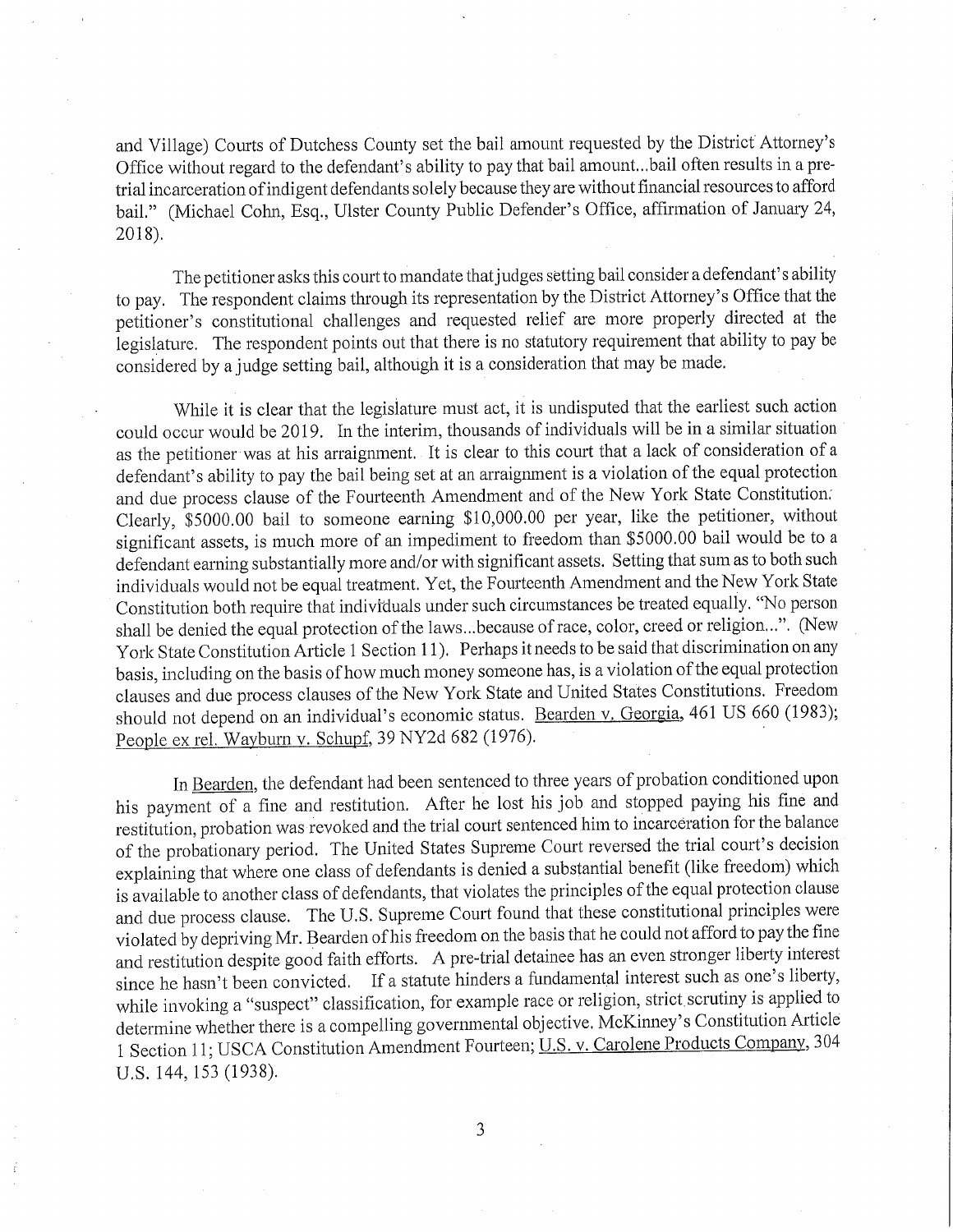and Village) Courts of Dutchess County set the bail amount requested by the District Attorney's Office without regard to the defendant's ability to pay that bail amount...bail often results in a pre-trial incarceration of indigent defendants solely because they are without financial resources to afford bail." (Michael Cohn, Esq., Ulster County Public Defender's Office, affirmation of January 24, 2018).

The petitioner asks this court to mandate that judges setting bail consider a defendant's ability to pay. The respondent claims through its representation by the District Attorney's Office that the petitioner's constitutional challenges and requested relief are more properly directed at the legislature. The respondent points out that there is no statutory requirement that ability to pay be considered by a judge setting bail, although it is a consideration that may be made.

While it is clear that the legislature must act, it is undisputed that the earliest such action could occur would be 2019. In the interim, thousands of individuals will be in a similar situation as the petitioner was at his arraignment. It is clear to this court that a lack of consideration of a defendant's ability to pay the bail being set at an arraignment is a violation of the equal protection and due process clause of the Fourteenth Amendment and of the New York State Constitution. Clearly, $5000.00 bail to someone earning $10,000.00 per year, like the petitioner, without significant assets, is much more of an impediment to freedom than $5000.00 bail would be to a defendant earning substantially more and/or with significant assets. Setting that sum as to both such individuals would not be equal treatment. Yet, the Fourteenth Amendment and the New York State Constitution both require that individuals under such circumstances be treated equally. "No person shall be denied the equal protection of the laws...because of race, color, creed or religion...". (New York State Constitution Article 1 Section 11). Perhaps it needs to be said that discrimination on any basis, including on the basis of how much money someone has, is a violation of the equal protection clauses and due process clauses of the New York State and United States Constitutions. Freedom should not depend on an individual's economic status. Bearden v. Georgia, 461 US 660 (1983); People ex rel. Wayburn v. Schupf, 39 NY2d 682 (1976).

In Bearden, the defendant had been sentenced to three years of probation conditioned upon his payment of a fine and restitution. After he lost his job and stopped paying his fine and restitution, probation was revoked and the trial court sentenced him to incarceration for the balance of the probationary period. The United States Supreme Court reversed the trial court's decision explaining that where one class of defendants is denied a substantial benefit (like freedom) which is available to another class of defendants, that violates the principles of the equal protection clause and due process clause. The U.S. Supreme Court found that these constitutional principles were violated by depriving Mr. Bearden of his freedom on the basis that he could not afford to pay the fine and restitution despite good faith efforts. A pre-trial detainee has an even stronger liberty interest since he hasn't been convicted. If a statute hinders a fundamental interest such as one's liberty, while invoking a "suspect" classification, for example race or religion, strict scrutiny is applied to determine whether there is a compelling governmental objective. McKinney's Constitution Article 1 Section 11; USCA Constitution Amendment Fourteen; U.S. v. Carolene Products Company, 304 U.S. 144, 153 (1938).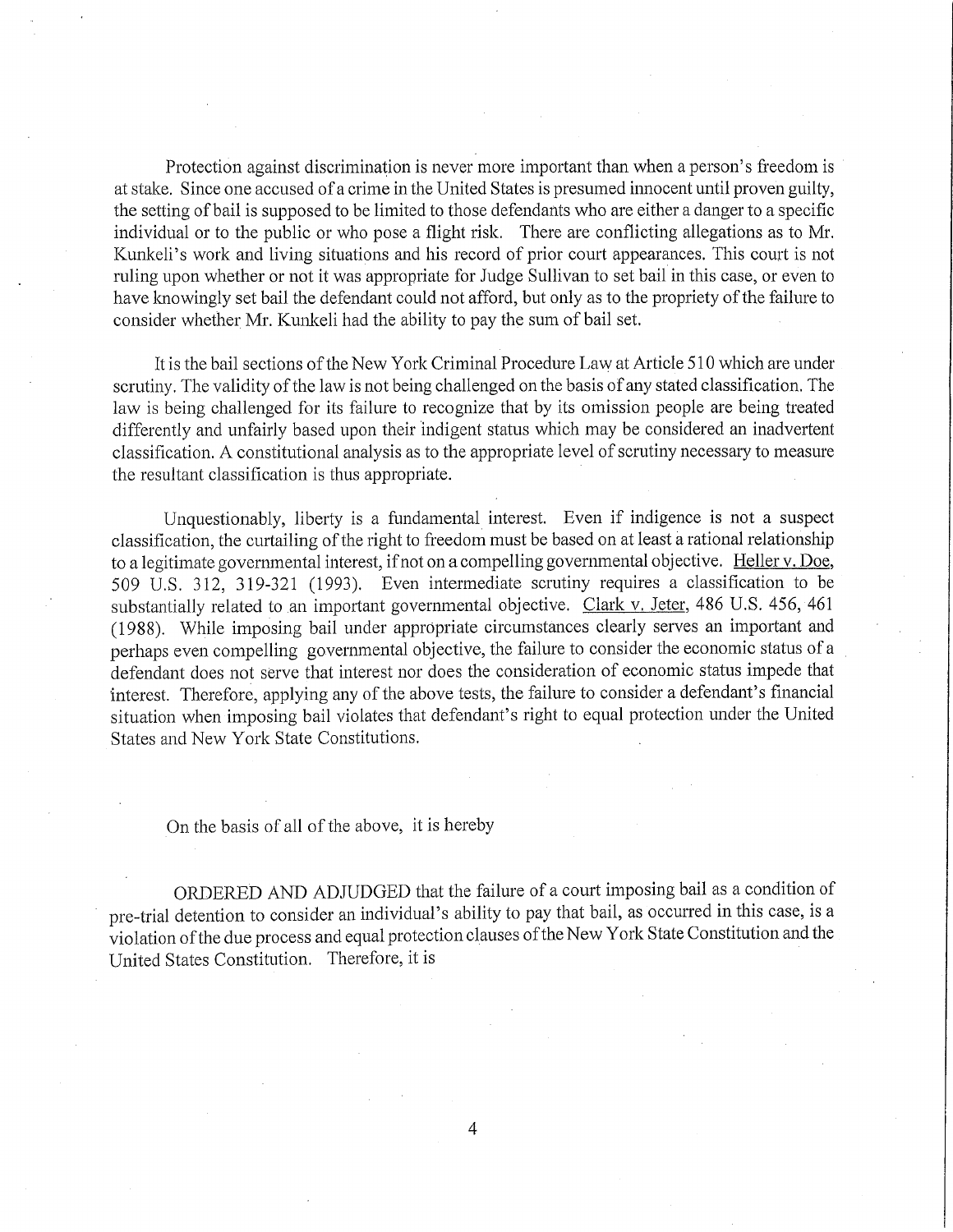Protection against discrimination is never more important than when a person's freedom is at stake. Since one accused of a crime in the United States is presumed innocent until proven guilty, the setting of bail is supposed to be limited to those defendants who are either a danger to a specific individual or to the public or who pose a flight risk. There are conflicting allegations as to Mr. Kunkeli's work and living situations and his record of prior court appearances. This court is not ruling upon whether or not it was appropriate for Judge Sullivan to set bail in this case, or even to have knowingly set bail the defendant could not afford, but only as to the propriety of the failure to consider whether Mr. Kunkeli had the ability to pay the sum of bail set.

It is the bail sections of the New York Criminal Procedure Law at Article 510 which are under scrutiny. The validity of the law is not being challenged on the basis of any stated classification. The law is being challenged for its failure to recognize that by its omission people are being treated differently and unfairly based upon their indigent status which may be considered an inadvertent classification. A constitutional analysis as to the appropriate level of scrutiny necessary to measure the resultant classification is thus appropriate.

Unquestionably, liberty is a fundamental interest. Even if indigence is not a suspect classification, the curtailing of the right to freedom must be based on at least a rational relationship to a legitimate governmental interest, if not on a compelling governmental objective. Heller v. Doe, 509 U.S. 312, 319-321 (1993). Even intermediate scrutiny requires a classification to be substantially related to an important governmental objective. Clark v. Jeter, 486 U.S. 456, 461 (1988). While imposing bail under appropriate circumstances clearly serves an important and perhaps even compelling governmental objective, the failure to consider the economic status of a defendant does not serve that interest nor does the consideration of economic status impede that interest. Therefore, applying any of the above tests, the failure to consider a defendant's financial situation when imposing bail violates that defendant's right to equal protection under the United States and New York State Constitutions.

On the basis of all of the above, it is hereby

ORDERED AND ADJUDGED that the failure of a court imposing bail as a condition of pre-trial detention to consider an individual's ability to pay that bail, as occurred in this case, is a violation of the due process and equal protection clauses of the New York State Constitution and the United States Constitution. Therefore, it is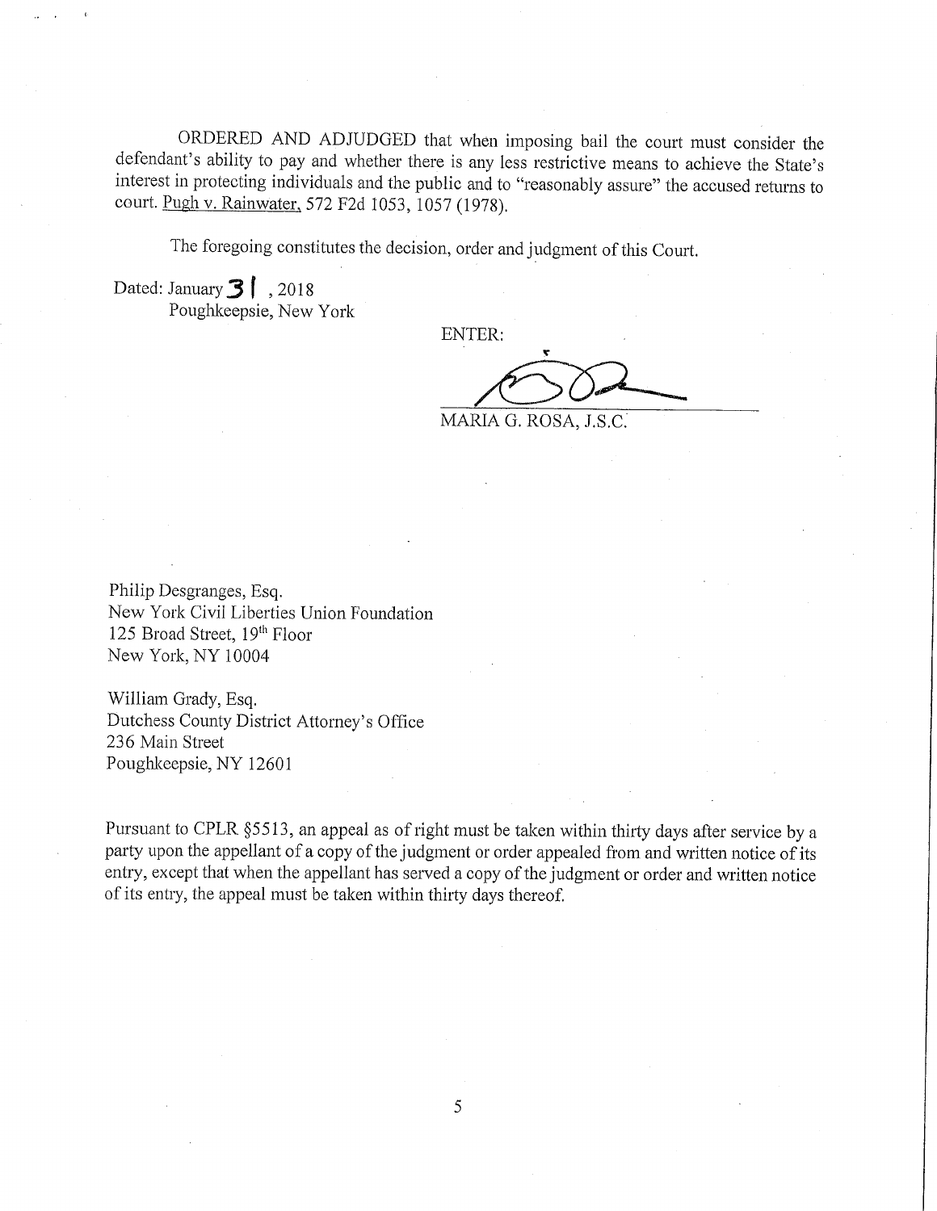ORDERED AND ADJUDGED that when imposing bail the court must consider the defendant's ability to pay and whether there is any less restrictive means to achieve the State's interest in protecting individuals and the public and to "reasonably assure" the accused returns to court. Pugh v. Rainwater, 572 F2d 1053, 1057 (1978).

The foregoing constitutes the decision, order and judgment of this Court.

Dated: January 31, 2018
Poughkeepsie, New York

ENTER:

MARIA G. ROSA, J.S.C.

Philip Desgranges, Esq.
New York Civil Liberties Union Foundation
125 Broad Street, 19th Floor
New York, NY 10004

William Grady, Esq.
Dutchess County District Attorney's Office
236 Main Street
Poughkeepsie, NY 12601

Pursuant to CPLR §5513, an appeal as of right must be taken within thirty days after service by a party upon the appellant of a copy of the judgment or order appealed from and written notice of its entry, except that when the appellant has served a copy of the judgment or order and written notice of its entry, the appeal must be taken within thirty days thereof.